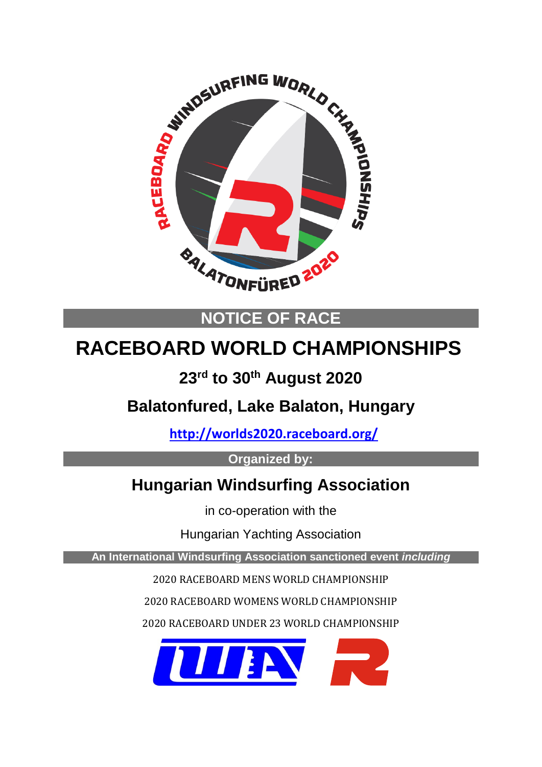NOTICE OF RACE

# RACEBOARD WORLD CHAMPIONSHIPS

## 23rd to 30th August 2020

## Balatonfured, Lake Balaton, Hungary

**http://worlds2020.raceboard.org/**

**Organized by:**

## Hungarian Windsurfing Association

in co-operation with the

Hungarian Yachting Association

**An International Windsurfing Association sanctioned event *including***

2020 RACEBOARD MENS WORLD CHAMPIONSHIP

2020 RACEBOARD WOMENS WORLD CHAMPIONSHIP

2020 RACEBOARD UNDER 23 WORLD CHAMPIONSHIP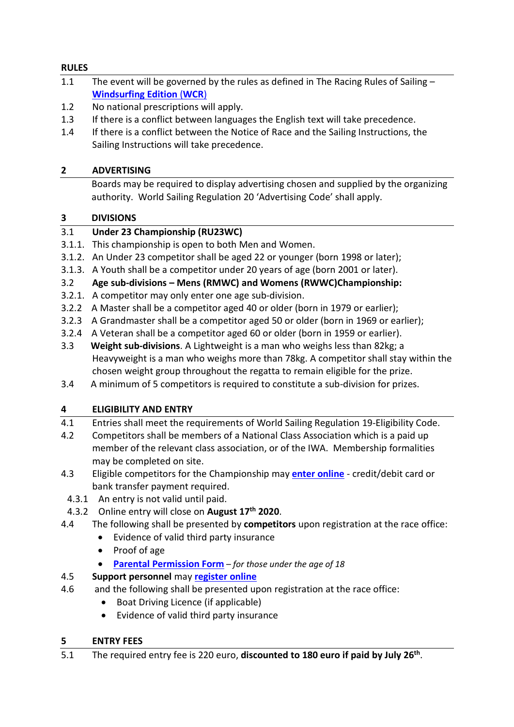## RULES

1.1 The event will be governed by the rules as defined in The Racing Rules of Sailing – **Windsurfing Edition (WCR)**

1.2 No national prescriptions will apply.

1.3 If there is a conflict between languages the English text will take precedence.

1.4 If there is a conflict between the Notice of Race and the Sailing Instructions, the Sailing Instructions will take precedence.

## 2 ADVERTISING

Boards may be required to display advertising chosen and supplied by the organizing authority. World Sailing Regulation 20 'Advertising Code' shall apply.

## 3 DIVISIONS

3.1 **Under 23 Championship (RU23WC)**

3.1.1. This championship is open to both Men and Women.

3.1.2. An Under 23 competitor shall be aged 22 or younger (born 1998 or later);

3.1.3. A Youth shall be a competitor under 20 years of age (born 2001 or later).

3.2 **Age sub-divisions – Mens (RMWC) and Womens (RWWC)Championship:**

3.2.1. A competitor may only enter one age sub-division.

3.2.2 A Master shall be a competitor aged 40 or older (born in 1979 or earlier);

3.2.3 A Grandmaster shall be a competitor aged 50 or older (born in 1969 or earlier);

3.2.4 A Veteran shall be a competitor aged 60 or older (born in 1959 or earlier).

3.3 **Weight sub-divisions**. A Lightweight is a man who weighs less than 82kg; a Heavyweight is a man who weighs more than 78kg. A competitor shall stay within the chosen weight group throughout the regatta to remain eligible for the prize.

3.4 A minimum of 5 competitors is required to constitute a sub-division for prizes.

## 4 ELIGIBILITY AND ENTRY

4.1 Entries shall meet the requirements of World Sailing Regulation 19-Eligibility Code.

4.2 Competitors shall be members of a National Class Association which is a paid up member of the relevant class association, or of the IWA. Membership formalities may be completed on site.

4.3 Eligible competitors for the Championship may **enter online** - credit/debit card or bank transfer payment required.

4.3.1 An entry is not valid until paid.

4.3.2 Online entry will close on **August 17th 2020**.

4.4 The following shall be presented by **competitors** upon registration at the race office:

- Evidence of valid third party insurance
- Proof of age
- **Parental Permission Form** – *for those under the age of 18*

4.5 **Support personnel** may **register online**

4.6 and the following shall be presented upon registration at the race office:

- Boat Driving Licence (if applicable)
- Evidence of valid third party insurance

## 5 ENTRY FEES

5.1 The required entry fee is 220 euro, **discounted to 180 euro if paid by July 26th**.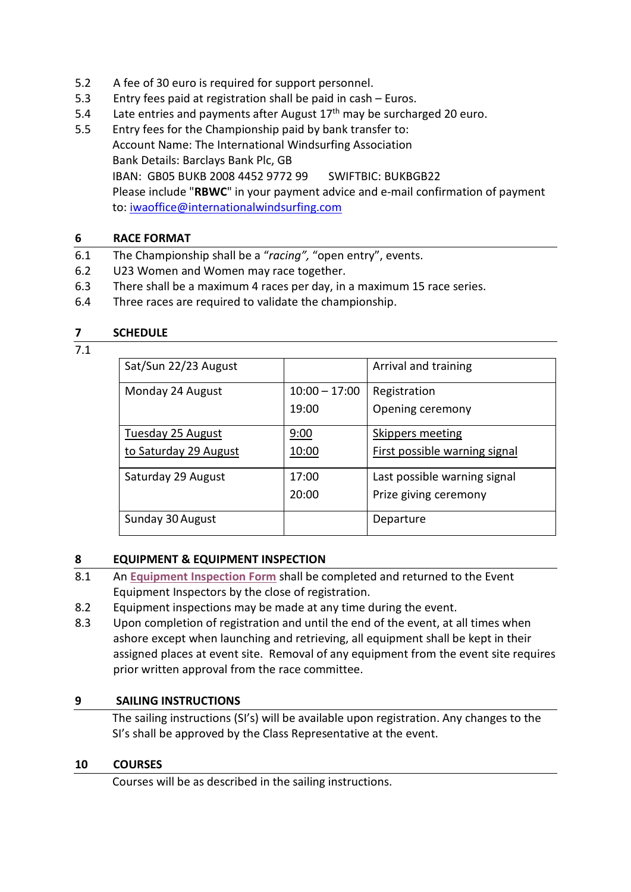5.2 A fee of 30 euro is required for support personnel.

5.3 Entry fees paid at registration shall be paid in cash – Euros.

5.4 Late entries and payments after August 17th may be surcharged 20 euro.

5.5 Entry fees for the Championship paid by bank transfer to:
Account Name: The International Windsurfing Association
Bank Details: Barclays Bank Plc, GB
IBAN: GB05 BUKB 2008 4452 9772 99 SWIFTBIC: BUKBGB22
Please include "**RBWC**" in your payment advice and e-mail confirmation of payment to: iwaoffice@internationalwindsurfing.com

## 6 RACE FORMAT

6.1 The Championship shall be a *"racing",* "open entry", events.

6.2 U23 Women and Women may race together.

6.3 There shall be a maximum 4 races per day, in a maximum 15 race series.

6.4 Three races are required to validate the championship.

## 7 SCHEDULE

7.1

| | | |
|---|---|---|
| Sat/Sun 22/23 August | | Arrival and training |
| Monday 24 August | 10:00 – 17:00<br>19:00 | Registration<br>Opening ceremony |
| Tuesday 25 August<br>to Saturday 29 August | 9:00<br>10:00 | Skippers meeting<br>First possible warning signal |
| Saturday 29 August | 17:00<br>20:00 | Last possible warning signal<br>Prize giving ceremony |
| Sunday 30 August | | Departure |

## 8 EQUIPMENT & EQUIPMENT INSPECTION

8.1 An **Equipment Inspection Form** shall be completed and returned to the Event Equipment Inspectors by the close of registration.

8.2 Equipment inspections may be made at any time during the event.

8.3 Upon completion of registration and until the end of the event, at all times when ashore except when launching and retrieving, all equipment shall be kept in their assigned places at event site. Removal of any equipment from the event site requires prior written approval from the race committee.

## 9 SAILING INSTRUCTIONS

The sailing instructions (SI's) will be available upon registration. Any changes to the SI's shall be approved by the Class Representative at the event.

## 10 COURSES

Courses will be as described in the sailing instructions.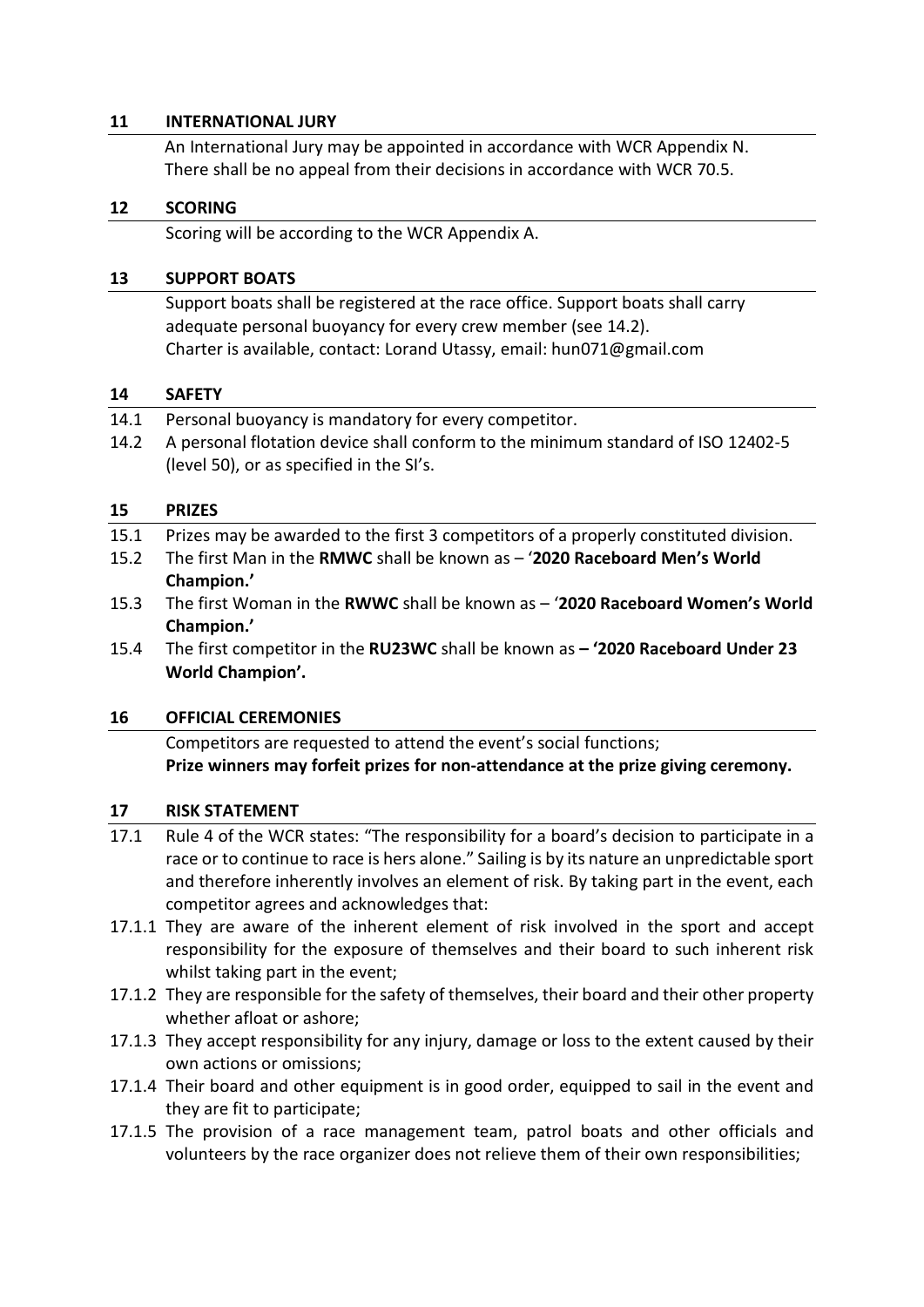## 11 INTERNATIONAL JURY

An International Jury may be appointed in accordance with WCR Appendix N. There shall be no appeal from their decisions in accordance with WCR 70.5.

## 12 SCORING

Scoring will be according to the WCR Appendix A.

## 13 SUPPORT BOATS

Support boats shall be registered at the race office. Support boats shall carry adequate personal buoyancy for every crew member (see 14.2).
Charter is available, contact: Lorand Utassy, email: hun071@gmail.com

## 14 SAFETY

14.1 Personal buoyancy is mandatory for every competitor.

14.2 A personal flotation device shall conform to the minimum standard of ISO 12402-5 (level 50), or as specified in the SI's.

## 15 PRIZES

15.1 Prizes may be awarded to the first 3 competitors of a properly constituted division.

15.2 The first Man in the **RMWC** shall be known as – '**2020 Raceboard Men's World Champion.'**

15.3 The first Woman in the **RWWC** shall be known as – '**2020 Raceboard Women's World Champion.'**

15.4 The first competitor in the **RU23WC** shall be known as **– '2020 Raceboard Under 23 World Champion'.**

## 16 OFFICIAL CEREMONIES

Competitors are requested to attend the event's social functions;
**Prize winners may forfeit prizes for non-attendance at the prize giving ceremony.**

## 17 RISK STATEMENT

17.1 Rule 4 of the WCR states: "The responsibility for a board's decision to participate in a race or to continue to race is hers alone." Sailing is by its nature an unpredictable sport and therefore inherently involves an element of risk. By taking part in the event, each competitor agrees and acknowledges that:

17.1.1 They are aware of the inherent element of risk involved in the sport and accept responsibility for the exposure of themselves and their board to such inherent risk whilst taking part in the event;

17.1.2 They are responsible for the safety of themselves, their board and their other property whether afloat or ashore;

17.1.3 They accept responsibility for any injury, damage or loss to the extent caused by their own actions or omissions;

17.1.4 Their board and other equipment is in good order, equipped to sail in the event and they are fit to participate;

17.1.5 The provision of a race management team, patrol boats and other officials and volunteers by the race organizer does not relieve them of their own responsibilities;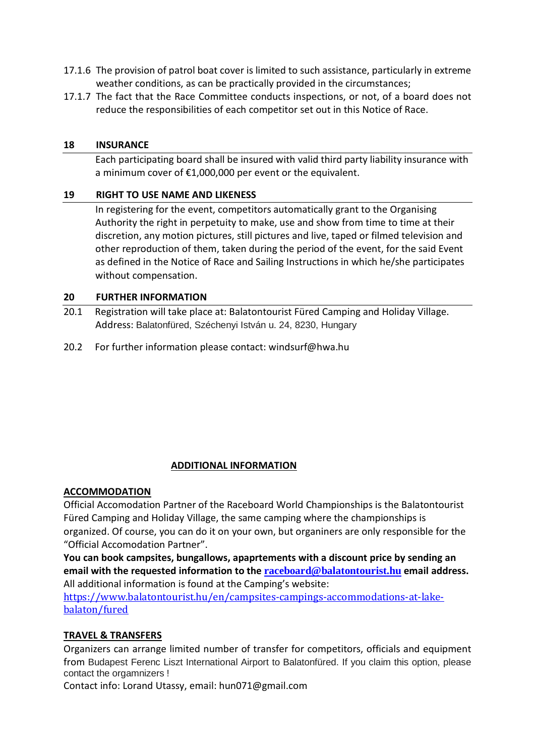17.1.6 The provision of patrol boat cover is limited to such assistance, particularly in extreme weather conditions, as can be practically provided in the circumstances;

17.1.7 The fact that the Race Committee conducts inspections, or not, of a board does not reduce the responsibilities of each competitor set out in this Notice of Race.

## 18 INSURANCE

Each participating board shall be insured with valid third party liability insurance with a minimum cover of €1,000,000 per event or the equivalent.

## 19 RIGHT TO USE NAME AND LIKENESS

In registering for the event, competitors automatically grant to the Organising Authority the right in perpetuity to make, use and show from time to time at their discretion, any motion pictures, still pictures and live, taped or filmed television and other reproduction of them, taken during the period of the event, for the said Event as defined in the Notice of Race and Sailing Instructions in which he/she participates without compensation.

## 20 FURTHER INFORMATION

20.1 Registration will take place at: Balatontourist Füred Camping and Holiday Village. Address: Balatonfüred, Széchenyi István u. 24, 8230, Hungary

20.2 For further information please contact: windsurf@hwa.hu

## ADDITIONAL INFORMATION

### ACCOMMODATION

Official Accomodation Partner of the Raceboard World Championships is the Balatontourist Füred Camping and Holiday Village, the same camping where the championships is organized. Of course, you can do it on your own, but organiners are only responsible for the "Official Accomodation Partner".

**You can book campsites, bungallows, apaprtements with a discount price by sending an email with the requested information to the raceboard@balatontourist.hu email address.**
All additional information is found at the Camping's website:
https://www.balatontourist.hu/en/campsites-campings-accommodations-at-lake-balaton/fured

### TRAVEL & TRANSFERS

Organizers can arrange limited number of transfer for competitors, officials and equipment from Budapest Ferenc Liszt International Airport to Balatonfüred. If you claim this option, please contact the orgamnizers !

Contact info: Lorand Utassy, email: hun071@gmail.com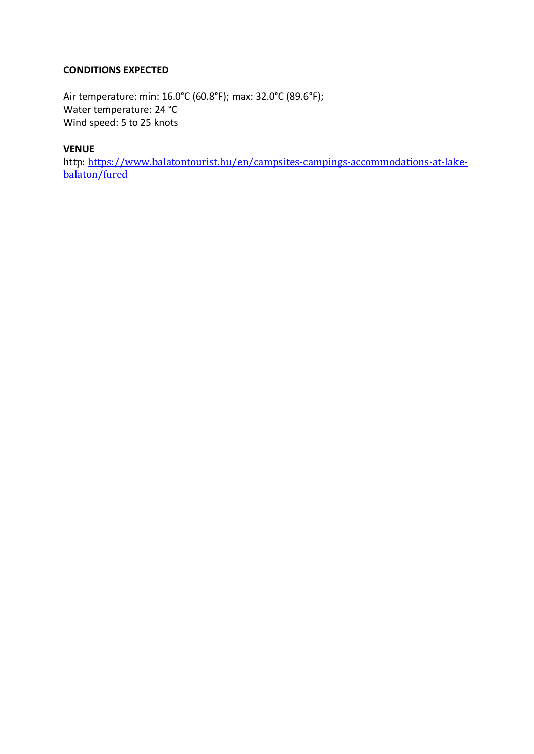**CONDITIONS EXPECTED**

Air temperature: min: 16.0°C (60.8°F); max: 32.0°C (89.6°F);
Water temperature: 24 °C
Wind speed: 5 to 25 knots

**VENUE**

http: https://www.balatontourist.hu/en/campsites-campings-accommodations-at-lake-balaton/fured